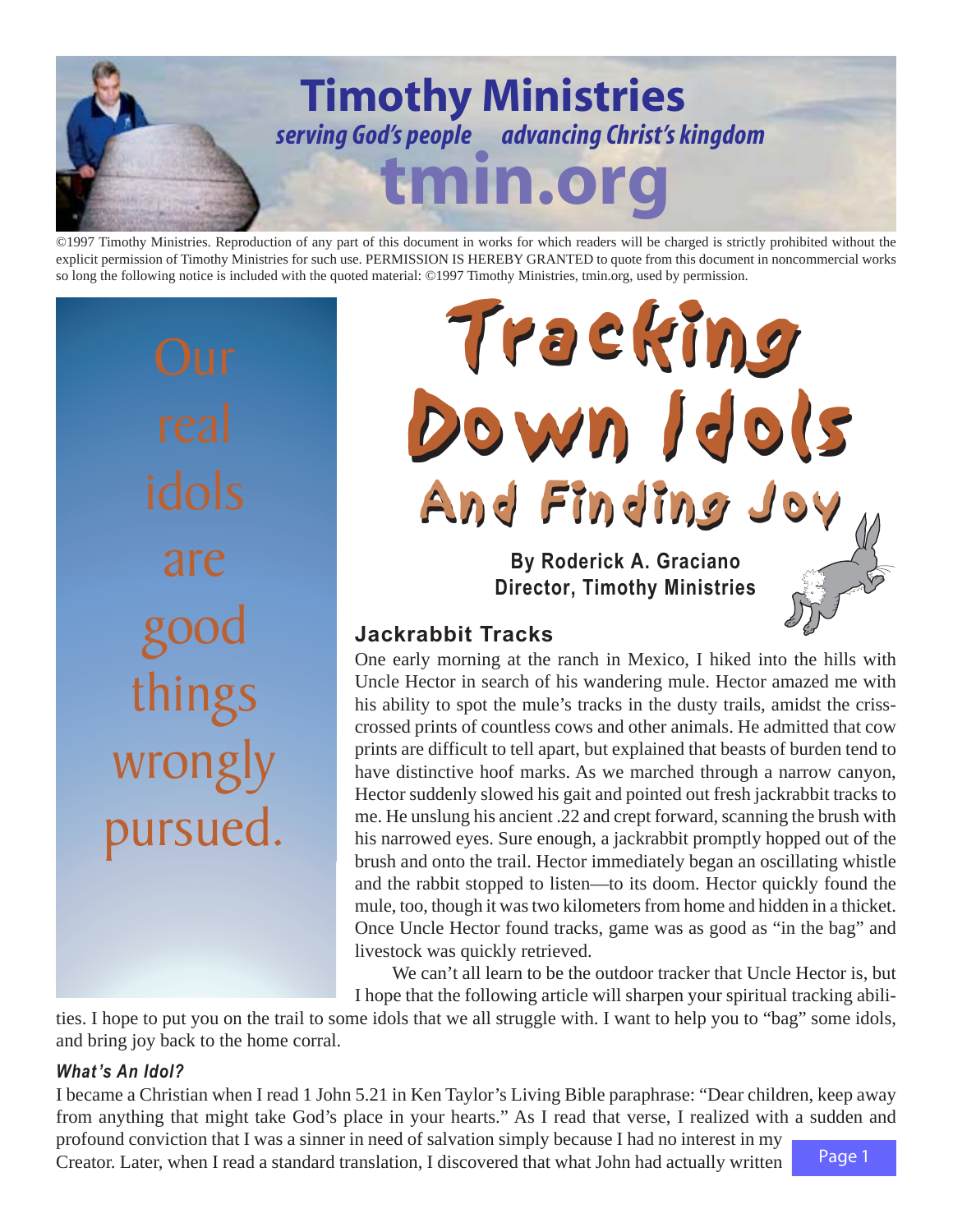# Timothy Ministries

*serving God's people advancing Christ's kingdom*

**tmin.org**

©1997 Timothy Ministries. Reproduction of any part of this document in works for which readers will be charged is strictly prohibited without the explicit permission of Timothy Ministries for such use. PERMISSION IS HEREBY GRANTED to quote from this document in noncommercial works so long the following notice is included with the quoted material: ©1997 Timothy Ministries, tmin.org, used by permission.

Our real idols are good things wrongly pursued.

# Tracking Down Idols
## And Finding Joy

**By Roderick A. Graciano**
**Director, Timothy Ministries**

### Jackrabbit Tracks

One early morning at the ranch in Mexico, I hiked into the hills with Uncle Hector in search of his wandering mule. Hector amazed me with his ability to spot the mule's tracks in the dusty trails, amidst the criss-crossed prints of countless cows and other animals. He admitted that cow prints are difficult to tell apart, but explained that beasts of burden tend to have distinctive hoof marks. As we marched through a narrow canyon, Hector suddenly slowed his gait and pointed out fresh jackrabbit tracks to me. He unslung his ancient .22 and crept forward, scanning the brush with his narrowed eyes. Sure enough, a jackrabbit promptly hopped out of the brush and onto the trail. Hector immediately began an oscillating whistle and the rabbit stopped to listen—to its doom. Hector quickly found the mule, too, though it was two kilometers from home and hidden in a thicket. Once Uncle Hector found tracks, game was as good as "in the bag" and livestock was quickly retrieved.

We can't all learn to be the outdoor tracker that Uncle Hector is, but I hope that the following article will sharpen your spiritual tracking abilities. I hope to put you on the trail to some idols that we all struggle with. I want to help you to "bag" some idols, and bring joy back to the home corral.

#### *What's An Idol?*

I became a Christian when I read 1 John 5.21 in Ken Taylor's Living Bible paraphrase: "Dear children, keep away from anything that might take God's place in your hearts." As I read that verse, I realized with a sudden and profound conviction that I was a sinner in need of salvation simply because I had no interest in my Creator. Later, when I read a standard translation, I discovered that what John had actually written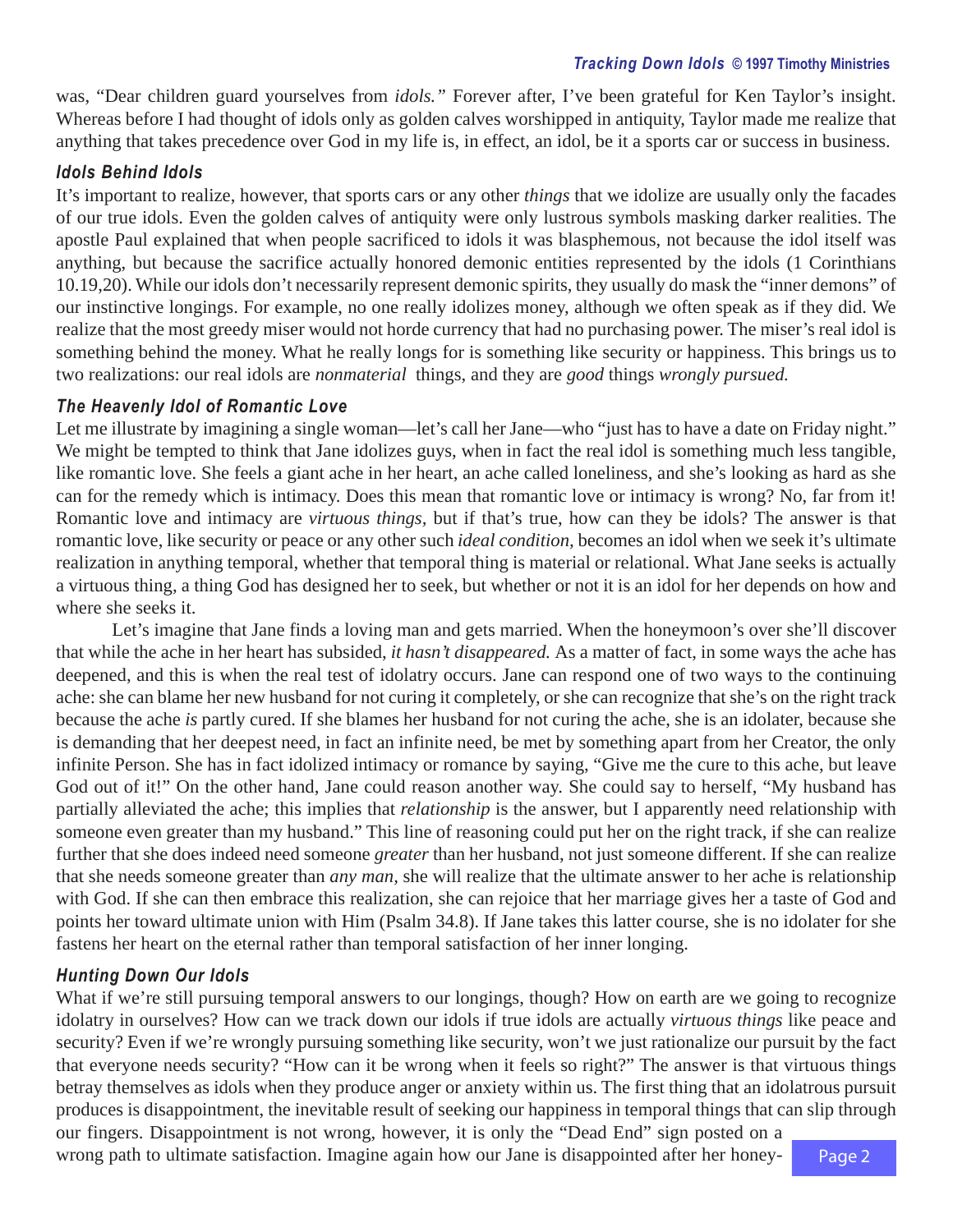was, "Dear children guard yourselves from *idols."* Forever after, I've been grateful for Ken Taylor's insight. Whereas before I had thought of idols only as golden calves worshipped in antiquity, Taylor made me realize that anything that takes precedence over God in my life is, in effect, an idol, be it a sports car or success in business.

### Idols Behind Idols

It's important to realize, however, that sports cars or any other *things* that we idolize are usually only the facades of our true idols. Even the golden calves of antiquity were only lustrous symbols masking darker realities. The apostle Paul explained that when people sacrificed to idols it was blasphemous, not because the idol itself was anything, but because the sacrifice actually honored demonic entities represented by the idols (1 Corinthians 10.19,20). While our idols don't necessarily represent demonic spirits, they usually do mask the "inner demons" of our instinctive longings. For example, no one really idolizes money, although we often speak as if they did. We realize that the most greedy miser would not horde currency that had no purchasing power. The miser's real idol is something behind the money. What he really longs for is something like security or happiness. This brings us to two realizations: our real idols are *nonmaterial* things, and they are *good* things *wrongly pursued.*

### The Heavenly Idol of Romantic Love

Let me illustrate by imagining a single woman—let's call her Jane—who "just has to have a date on Friday night." We might be tempted to think that Jane idolizes guys, when in fact the real idol is something much less tangible, like romantic love. She feels a giant ache in her heart, an ache called loneliness, and she's looking as hard as she can for the remedy which is intimacy. Does this mean that romantic love or intimacy is wrong? No, far from it! Romantic love and intimacy are *virtuous things,* but if that's true, how can they be idols? The answer is that romantic love, like security or peace or any other such *ideal condition,* becomes an idol when we seek it's ultimate realization in anything temporal, whether that temporal thing is material or relational. What Jane seeks is actually a virtuous thing, a thing God has designed her to seek, but whether or not it is an idol for her depends on how and where she seeks it.

Let's imagine that Jane finds a loving man and gets married. When the honeymoon's over she'll discover that while the ache in her heart has subsided, *it hasn't disappeared.* As a matter of fact, in some ways the ache has deepened, and this is when the real test of idolatry occurs. Jane can respond one of two ways to the continuing ache: she can blame her new husband for not curing it completely, or she can recognize that she's on the right track because the ache *is* partly cured. If she blames her husband for not curing the ache, she is an idolater, because she is demanding that her deepest need, in fact an infinite need, be met by something apart from her Creator, the only infinite Person. She has in fact idolized intimacy or romance by saying, "Give me the cure to this ache, but leave God out of it!" On the other hand, Jane could reason another way. She could say to herself, "My husband has partially alleviated the ache; this implies that *relationship* is the answer, but I apparently need relationship with someone even greater than my husband." This line of reasoning could put her on the right track, if she can realize further that she does indeed need someone *greater* than her husband, not just someone different. If she can realize that she needs someone greater than *any man,* she will realize that the ultimate answer to her ache is relationship with God. If she can then embrace this realization, she can rejoice that her marriage gives her a taste of God and points her toward ultimate union with Him (Psalm 34.8). If Jane takes this latter course, she is no idolater for she fastens her heart on the eternal rather than temporal satisfaction of her inner longing.

### Hunting Down Our Idols

What if we're still pursuing temporal answers to our longings, though? How on earth are we going to recognize idolatry in ourselves? How can we track down our idols if true idols are actually *virtuous things* like peace and security? Even if we're wrongly pursuing something like security, won't we just rationalize our pursuit by the fact that everyone needs security? "How can it be wrong when it feels so right?" The answer is that virtuous things betray themselves as idols when they produce anger or anxiety within us. The first thing that an idolatrous pursuit produces is disappointment, the inevitable result of seeking our happiness in temporal things that can slip through our fingers. Disappointment is not wrong, however, it is only the "Dead End" sign posted on a wrong path to ultimate satisfaction. Imagine again how our Jane is disappointed after her honey-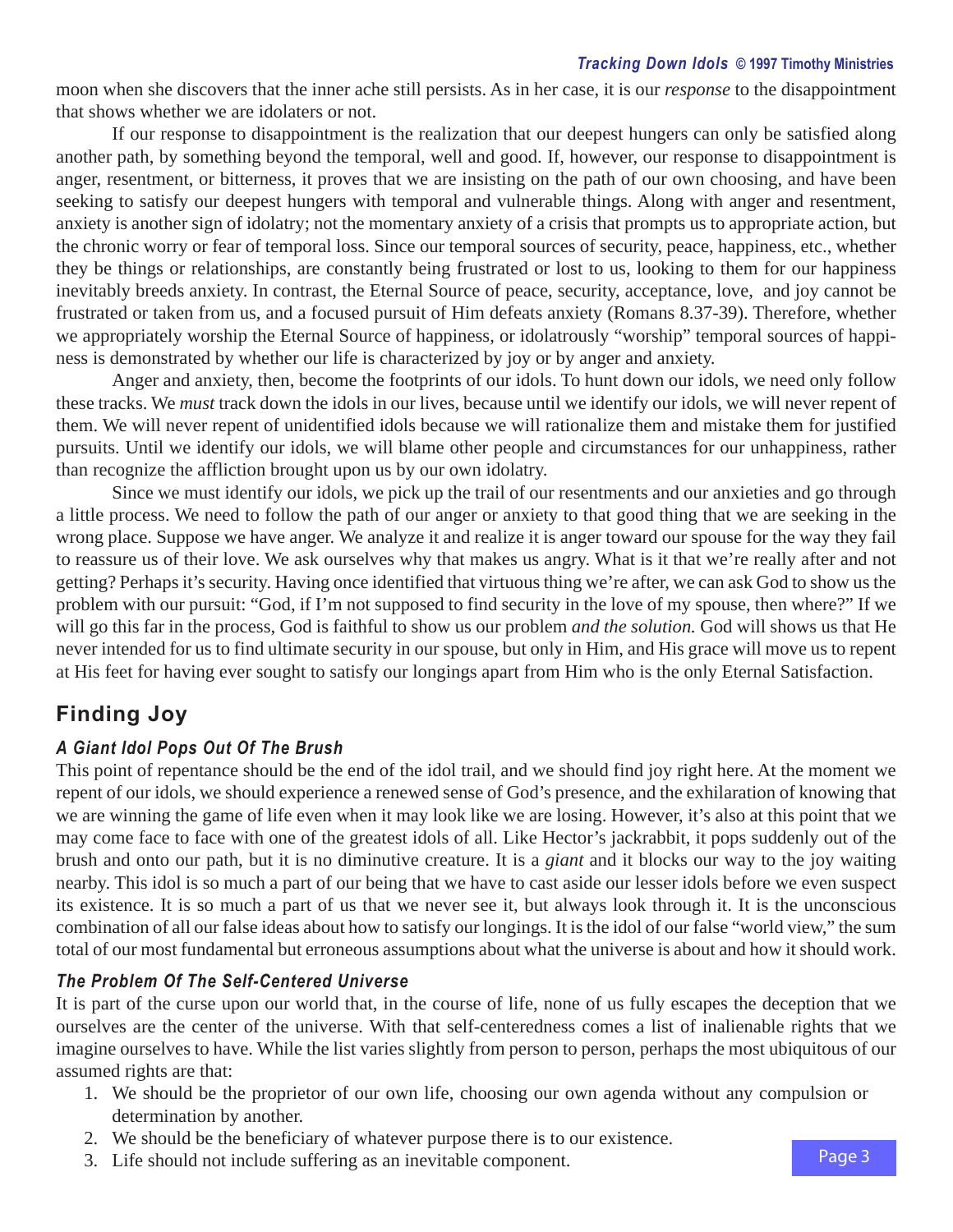moon when she discovers that the inner ache still persists. As in her case, it is our *response* to the disappointment that shows whether we are idolaters or not.

If our response to disappointment is the realization that our deepest hungers can only be satisfied along another path, by something beyond the temporal, well and good. If, however, our response to disappointment is anger, resentment, or bitterness, it proves that we are insisting on the path of our own choosing, and have been seeking to satisfy our deepest hungers with temporal and vulnerable things. Along with anger and resentment, anxiety is another sign of idolatry; not the momentary anxiety of a crisis that prompts us to appropriate action, but the chronic worry or fear of temporal loss. Since our temporal sources of security, peace, happiness, etc., whether they be things or relationships, are constantly being frustrated or lost to us, looking to them for our happiness inevitably breeds anxiety. In contrast, the Eternal Source of peace, security, acceptance, love, and joy cannot be frustrated or taken from us, and a focused pursuit of Him defeats anxiety (Romans 8.37-39). Therefore, whether we appropriately worship the Eternal Source of happiness, or idolatrously "worship" temporal sources of happiness is demonstrated by whether our life is characterized by joy or by anger and anxiety.

Anger and anxiety, then, become the footprints of our idols. To hunt down our idols, we need only follow these tracks. We *must* track down the idols in our lives, because until we identify our idols, we will never repent of them. We will never repent of unidentified idols because we will rationalize them and mistake them for justified pursuits. Until we identify our idols, we will blame other people and circumstances for our unhappiness, rather than recognize the affliction brought upon us by our own idolatry.

Since we must identify our idols, we pick up the trail of our resentments and our anxieties and go through a little process. We need to follow the path of our anger or anxiety to that good thing that we are seeking in the wrong place. Suppose we have anger. We analyze it and realize it is anger toward our spouse for the way they fail to reassure us of their love. We ask ourselves why that makes us angry. What is it that we're really after and not getting? Perhaps it's security. Having once identified that virtuous thing we're after, we can ask God to show us the problem with our pursuit: "God, if I'm not supposed to find security in the love of my spouse, then where?" If we will go this far in the process, God is faithful to show us our problem *and the solution.* God will shows us that He never intended for us to find ultimate security in our spouse, but only in Him, and His grace will move us to repent at His feet for having ever sought to satisfy our longings apart from Him who is the only Eternal Satisfaction.

## Finding Joy

### *A Giant Idol Pops Out Of The Brush*

This point of repentance should be the end of the idol trail, and we should find joy right here. At the moment we repent of our idols, we should experience a renewed sense of God's presence, and the exhilaration of knowing that we are winning the game of life even when it may look like we are losing. However, it's also at this point that we may come face to face with one of the greatest idols of all. Like Hector's jackrabbit, it pops suddenly out of the brush and onto our path, but it is no diminutive creature. It is a *giant* and it blocks our way to the joy waiting nearby. This idol is so much a part of our being that we have to cast aside our lesser idols before we even suspect its existence. It is so much a part of us that we never see it, but always look through it. It is the unconscious combination of all our false ideas about how to satisfy our longings. It is the idol of our false "world view," the sum total of our most fundamental but erroneous assumptions about what the universe is about and how it should work.

### *The Problem Of The Self-Centered Universe*

It is part of the curse upon our world that, in the course of life, none of us fully escapes the deception that we ourselves are the center of the universe. With that self-centeredness comes a list of inalienable rights that we imagine ourselves to have. While the list varies slightly from person to person, perhaps the most ubiquitous of our assumed rights are that:

1. We should be the proprietor of our own life, choosing our own agenda without any compulsion or determination by another.
2. We should be the beneficiary of whatever purpose there is to our existence.
3. Life should not include suffering as an inevitable component.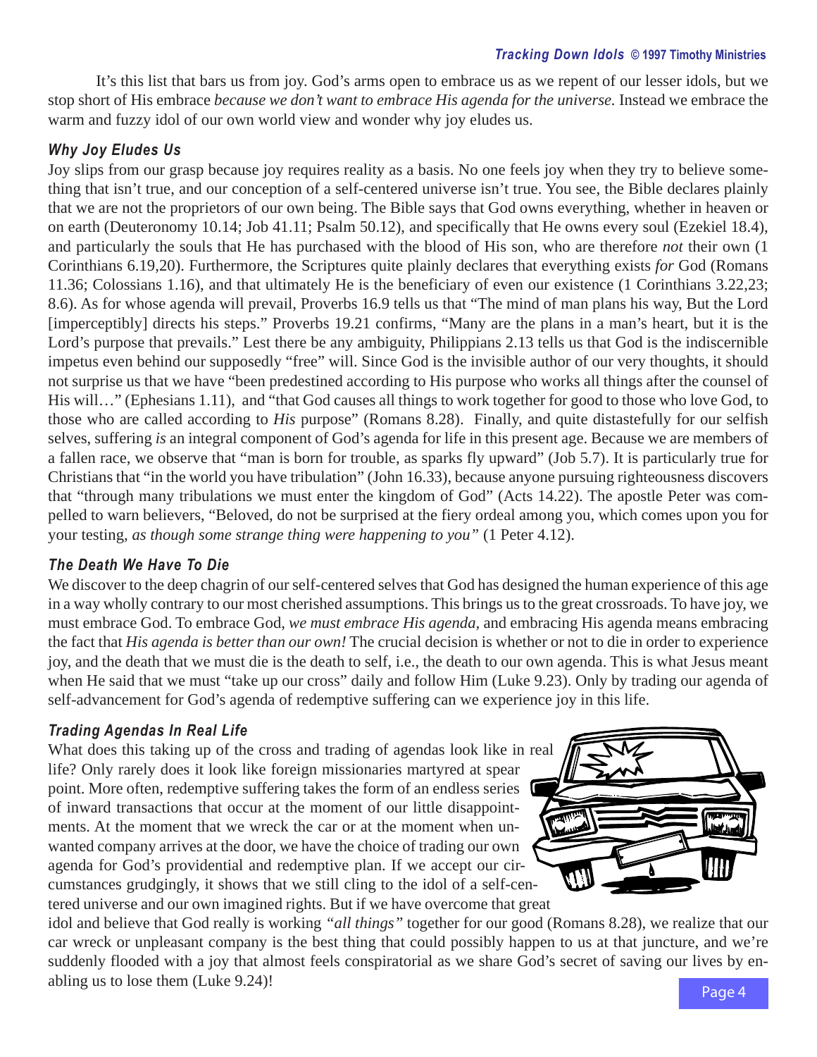It's this list that bars us from joy. God's arms open to embrace us as we repent of our lesser idols, but we stop short of His embrace *because we don't want to embrace His agenda for the universe.* Instead we embrace the warm and fuzzy idol of our own world view and wonder why joy eludes us.

### *Why Joy Eludes Us*

Joy slips from our grasp because joy requires reality as a basis. No one feels joy when they try to believe something that isn't true, and our conception of a self-centered universe isn't true. You see, the Bible declares plainly that we are not the proprietors of our own being. The Bible says that God owns everything, whether in heaven or on earth (Deuteronomy 10.14; Job 41.11; Psalm 50.12), and specifically that He owns every soul (Ezekiel 18.4), and particularly the souls that He has purchased with the blood of His son, who are therefore *not* their own (1 Corinthians 6.19,20). Furthermore, the Scriptures quite plainly declares that everything exists *for* God (Romans 11.36; Colossians 1.16), and that ultimately He is the beneficiary of even our existence (1 Corinthians 3.22,23; 8.6). As for whose agenda will prevail, Proverbs 16.9 tells us that "The mind of man plans his way, But the Lord [imperceptibly] directs his steps." Proverbs 19.21 confirms, "Many are the plans in a man's heart, but it is the Lord's purpose that prevails." Lest there be any ambiguity, Philippians 2.13 tells us that God is the indiscernible impetus even behind our supposedly "free" will. Since God is the invisible author of our very thoughts, it should not surprise us that we have "been predestined according to His purpose who works all things after the counsel of His will…" (Ephesians 1.11), and "that God causes all things to work together for good to those who love God, to those who are called according to *His* purpose" (Romans 8.28). Finally, and quite distastefully for our selfish selves, suffering *is* an integral component of God's agenda for life in this present age. Because we are members of a fallen race, we observe that "man is born for trouble, as sparks fly upward" (Job 5.7). It is particularly true for Christians that "in the world you have tribulation" (John 16.33), because anyone pursuing righteousness discovers that "through many tribulations we must enter the kingdom of God" (Acts 14.22). The apostle Peter was compelled to warn believers, "Beloved, do not be surprised at the fiery ordeal among you, which comes upon you for your testing, *as though some strange thing were happening to you"* (1 Peter 4.12).

### *The Death We Have To Die*

We discover to the deep chagrin of our self-centered selves that God has designed the human experience of this age in a way wholly contrary to our most cherished assumptions. This brings us to the great crossroads. To have joy, we must embrace God. To embrace God, *we must embrace His agenda*, and embracing His agenda means embracing the fact that *His agenda is better than our own!* The crucial decision is whether or not to die in order to experience joy, and the death that we must die is the death to self, i.e., the death to our own agenda. This is what Jesus meant when He said that we must "take up our cross" daily and follow Him (Luke 9.23). Only by trading our agenda of self-advancement for God's agenda of redemptive suffering can we experience joy in this life.

### *Trading Agendas In Real Life*

What does this taking up of the cross and trading of agendas look like in real life? Only rarely does it look like foreign missionaries martyred at spear point. More often, redemptive suffering takes the form of an endless series of inward transactions that occur at the moment of our little disappointments. At the moment that we wreck the car or at the moment when unwanted company arrives at the door, we have the choice of trading our own agenda for God's providential and redemptive plan. If we accept our circumstances grudgingly, it shows that we still cling to the idol of a self-centered universe and our own imagined rights. But if we have overcome that great idol and believe that God really is working *"all things"* together for our good (Romans 8.28), we realize that our car wreck or unpleasant company is the best thing that could possibly happen to us at that juncture, and we're suddenly flooded with a joy that almost feels conspiratorial as we share God's secret of saving our lives by enabling us to lose them (Luke 9.24)!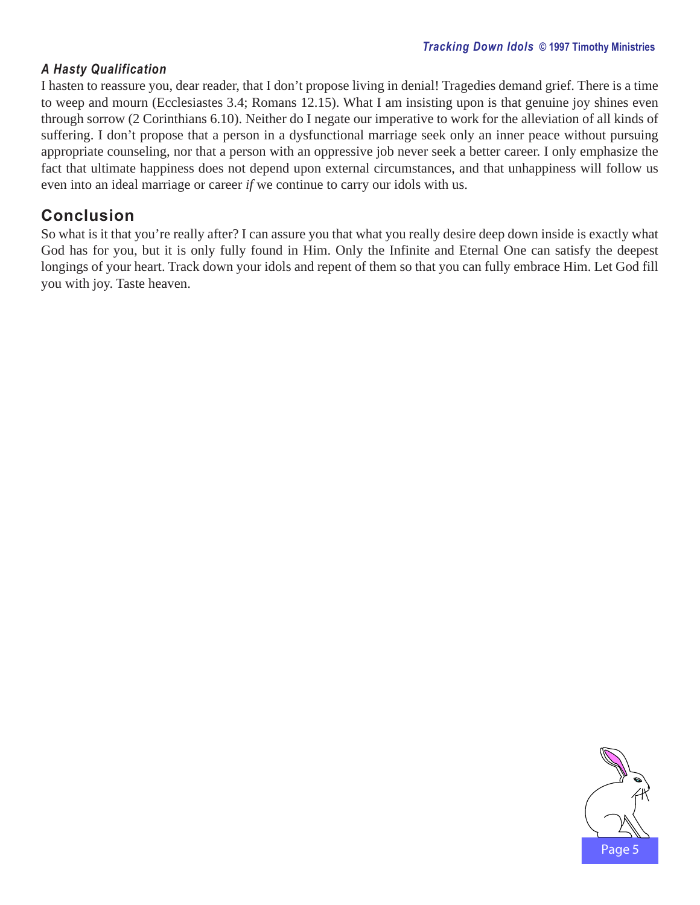### *A Hasty Qualification*

I hasten to reassure you, dear reader, that I don't propose living in denial! Tragedies demand grief. There is a time to weep and mourn (Ecclesiastes 3.4; Romans 12.15). What I am insisting upon is that genuine joy shines even through sorrow (2 Corinthians 6.10). Neither do I negate our imperative to work for the alleviation of all kinds of suffering. I don't propose that a person in a dysfunctional marriage seek only an inner peace without pursuing appropriate counseling, nor that a person with an oppressive job never seek a better career. I only emphasize the fact that ultimate happiness does not depend upon external circumstances, and that unhappiness will follow us even into an ideal marriage or career *if* we continue to carry our idols with us.

## Conclusion

So what is it that you're really after? I can assure you that what you really desire deep down inside is exactly what God has for you, but it is only fully found in Him. Only the Infinite and Eternal One can satisfy the deepest longings of your heart. Track down your idols and repent of them so that you can fully embrace Him. Let God fill you with joy. Taste heaven.